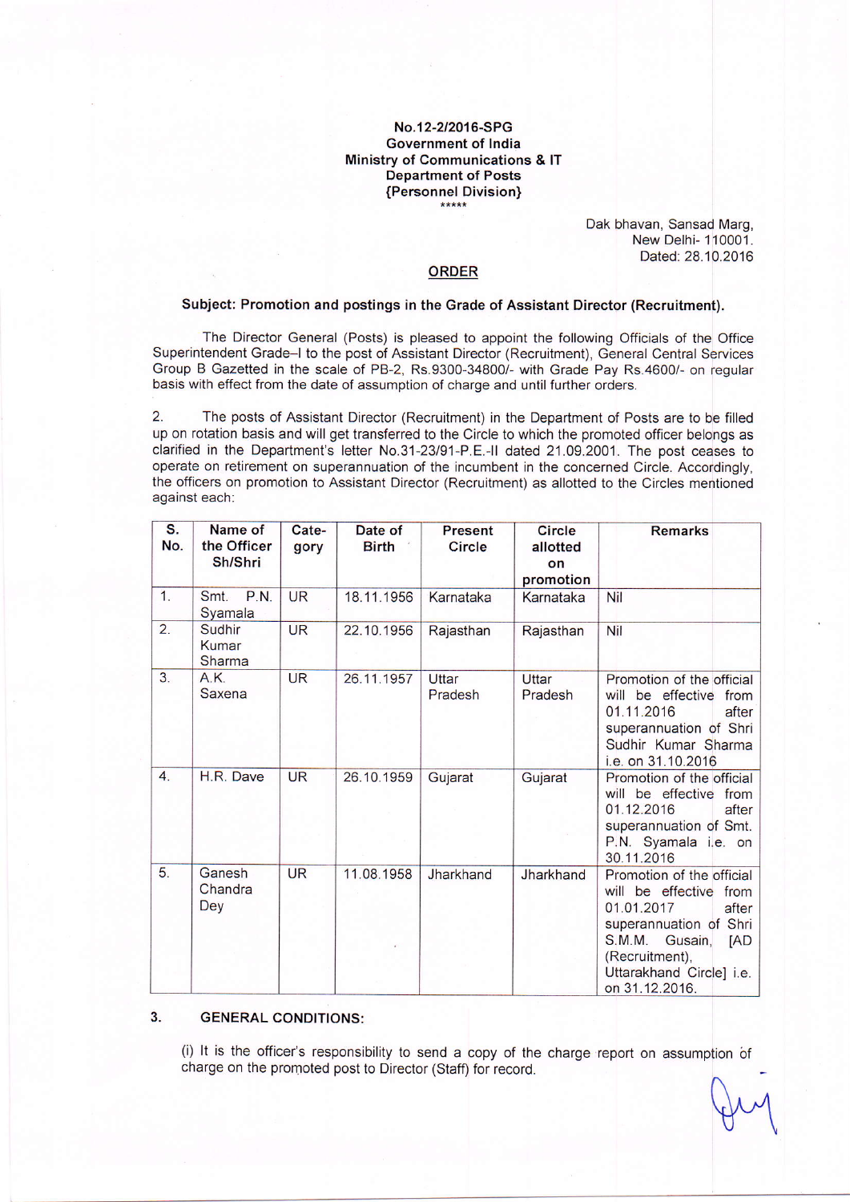**No.12-2/2016-SPG**
**Government of India**
**Ministry of Communications & IT**
**Department of Posts**
**{Personnel Division}**

\*\*\*\*\*

Dak bhavan, Sansad Marg,
New Delhi- 110001.
Dated: 28.10.2016

## ORDER

**Subject: Promotion and postings in the Grade of Assistant Director (Recruitment).**

The Director General (Posts) is pleased to appoint the following Officials of the Office Superintendent Grade–I to the post of Assistant Director (Recruitment), General Central Services Group B Gazetted in the scale of PB-2, Rs.9300-34800/- with Grade Pay Rs.4600/- on regular basis with effect from the date of assumption of charge and until further orders.

2. The posts of Assistant Director (Recruitment) in the Department of Posts are to be filled up on rotation basis and will get transferred to the Circle to which the promoted officer belongs as clarified in the Department's letter No.31-23/91-P.E.-II dated 21.09.2001. The post ceases to operate on retirement on superannuation of the incumbent in the concerned Circle. Accordingly, the officers on promotion to Assistant Director (Recruitment) as allotted to the Circles mentioned against each:

| S. No. | Name of the Officer Sh/Shri | Cate-gory | Date of Birth | Present Circle | Circle allotted on promotion | Remarks |
|---|---|---|---|---|---|---|
| 1. | Smt. P.N. Syamala | UR | 18.11.1956 | Karnataka | Karnataka | Nil |
| 2. | Sudhir Kumar Sharma | UR | 22.10.1956 | Rajasthan | Rajasthan | Nil |
| 3. | A.K. Saxena | UR | 26.11.1957 | Uttar Pradesh | Uttar Pradesh | Promotion of the official will be effective from 01.11.2016 after superannuation of Shri Sudhir Kumar Sharma i.e. on 31.10.2016 |
| 4. | H.R. Dave | UR | 26.10.1959 | Gujarat | Gujarat | Promotion of the official will be effective from 01.12.2016 after superannuation of Smt. P.N. Syamala i.e. on 30.11.2016 |
| 5. | Ganesh Chandra Dey | UR | 11.08.1958 | Jharkhand | Jharkhand | Promotion of the official will be effective from 01.01.2017 after superannuation of Shri S.M.M. Gusain, [AD (Recruitment), Uttarakhand Circle] i.e. on 31.12.2016. |

3. **GENERAL CONDITIONS:**

(i) It is the officer's responsibility to send a copy of the charge report on assumption of charge on the promoted post to Director (Staff) for record.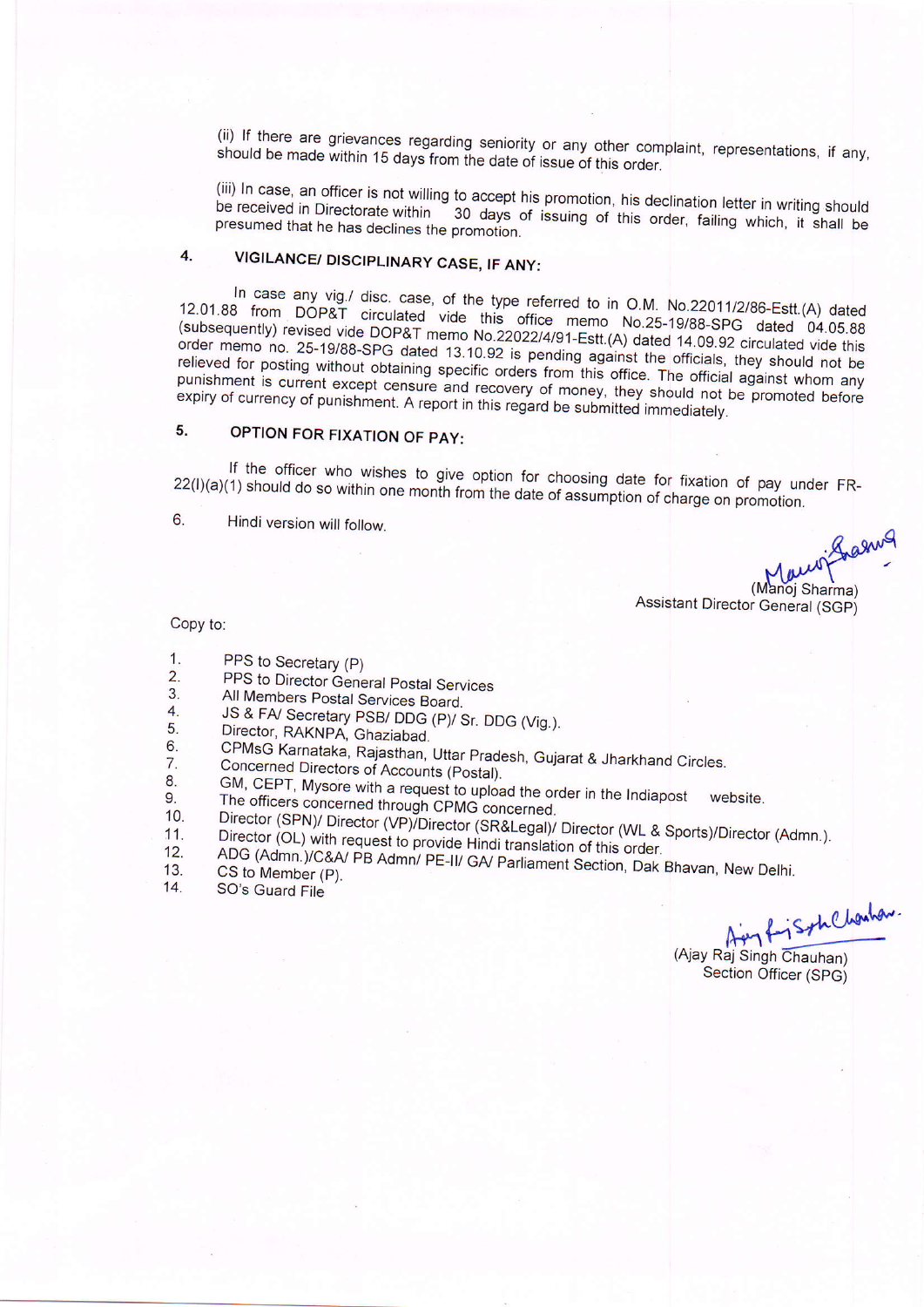(ii) If there are grievances regarding seniority or any other complaint, representations, if any, should be made within 15 days from the date of issue of this order.

(iii) In case, an officer is not willing to accept his promotion, his declination letter in writing should be received in Directorate within 30 days of issuing of this order, failing which, it shall be presumed that he has declines the promotion.

## 4. VIGILANCE/ DISCIPLINARY CASE, IF ANY:

In case any vig./ disc. case, of the type referred to in O.M. No.22011/2/86-Estt.(A) dated 12.01.88 from DOP&T circulated vide this office memo No.25-19/88-SPG dated 04.05.88 (subsequently) revised vide DOP&T memo No.22022/4/91-Estt.(A) dated 14.09.92 circulated vide this order memo no. 25-19/88-SPG dated 13.10.92 is pending against the officials, they should not be relieved for posting without obtaining specific orders from this office. The official against whom any punishment is current except censure and recovery of money, they should not be promoted before expiry of currency of punishment. A report in this regard be submitted immediately.

## 5. OPTION FOR FIXATION OF PAY:

If the officer who wishes to give option for choosing date for fixation of pay under FR-22(I)(a)(1) should do so within one month from the date of assumption of charge on promotion.

6. Hindi version will follow.

(Manoj Sharma)
Assistant Director General (SGP)

Copy to:

1. PPS to Secretary (P)
2. PPS to Director General Postal Services
3. All Members Postal Services Board.
4. JS & FA/ Secretary PSB/ DDG (P)/ Sr. DDG (Vig.).
5. Director, RAKNPA, Ghaziabad.
6. CPMsG Karnataka, Rajasthan, Uttar Pradesh, Gujarat & Jharkhand Circles.
7. Concerned Directors of Accounts (Postal).
8. GM, CEPT, Mysore with a request to upload the order in the Indiapost website.
9. The officers concerned through CPMG concerned.
10. Director (SPN)/ Director (VP)/Director (SR&Legal)/ Director (WL & Sports)/Director (Admn.).
11. Director (OL) with request to provide Hindi translation of this order.
12. ADG (Admn.)/C&A/ PB Admn/ PE-II/ GA/ Parliament Section, Dak Bhavan, New Delhi.
13. CS to Member (P).
14. SO's Guard File

(Ajay Raj Singh Chauhan)
Section Officer (SPG)